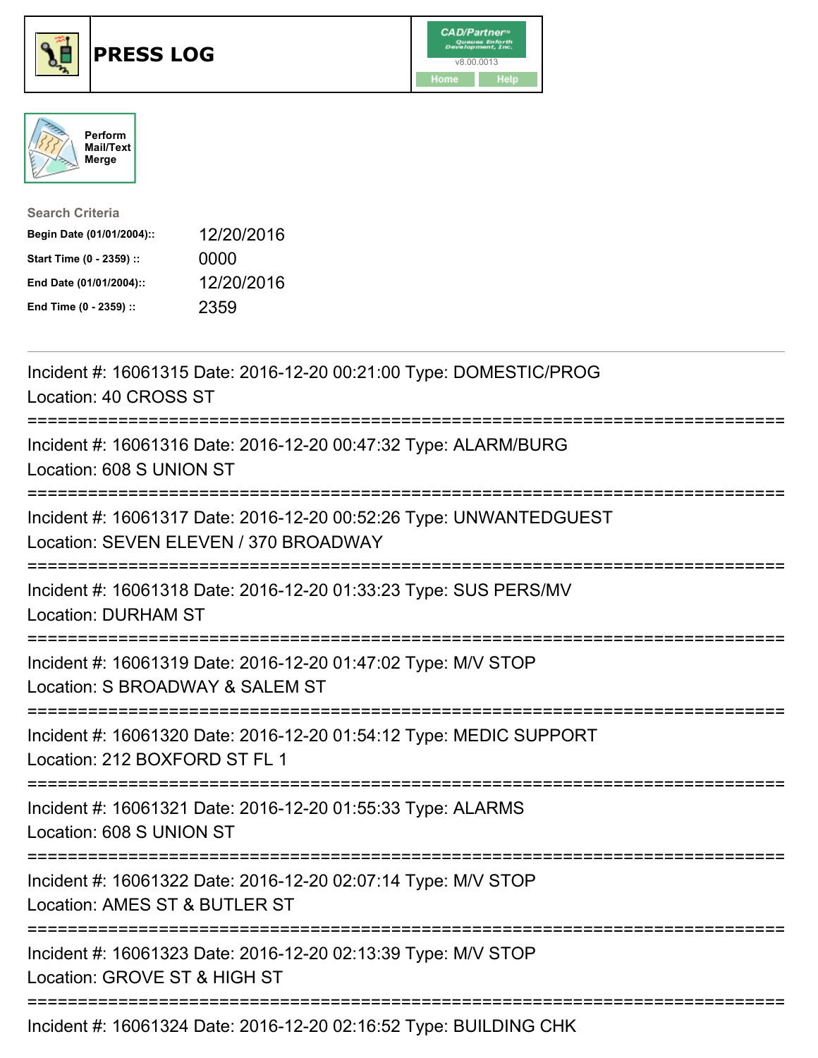# PRESS LOG

Perform Mail/Text Merge

**Search Criteria**

**Begin Date (01/01/2004)::** 12/20/2016

**Start Time (0 - 2359) ::** 0000

**End Date (01/01/2004)::** 12/20/2016

**End Time (0 - 2359) ::** 2359

Incident #: 16061315 Date: 2016-12-20 00:21:00 Type: DOMESTIC/PROG
Location: 40 CROSS ST

===========================================================================

Incident #: 16061316 Date: 2016-12-20 00:47:32 Type: ALARM/BURG
Location: 608 S UNION ST

===========================================================================

Incident #: 16061317 Date: 2016-12-20 00:52:26 Type: UNWANTEDGUEST
Location: SEVEN ELEVEN / 370 BROADWAY

===========================================================================

Incident #: 16061318 Date: 2016-12-20 01:33:23 Type: SUS PERS/MV
Location: DURHAM ST

===========================================================================

Incident #: 16061319 Date: 2016-12-20 01:47:02 Type: M/V STOP
Location: S BROADWAY & SALEM ST

===========================================================================

Incident #: 16061320 Date: 2016-12-20 01:54:12 Type: MEDIC SUPPORT
Location: 212 BOXFORD ST FL 1

===========================================================================

Incident #: 16061321 Date: 2016-12-20 01:55:33 Type: ALARMS
Location: 608 S UNION ST

===========================================================================

Incident #: 16061322 Date: 2016-12-20 02:07:14 Type: M/V STOP
Location: AMES ST & BUTLER ST

===========================================================================

Incident #: 16061323 Date: 2016-12-20 02:13:39 Type: M/V STOP
Location: GROVE ST & HIGH ST

===========================================================================

Incident #: 16061324 Date: 2016-12-20 02:16:52 Type: BUILDING CHK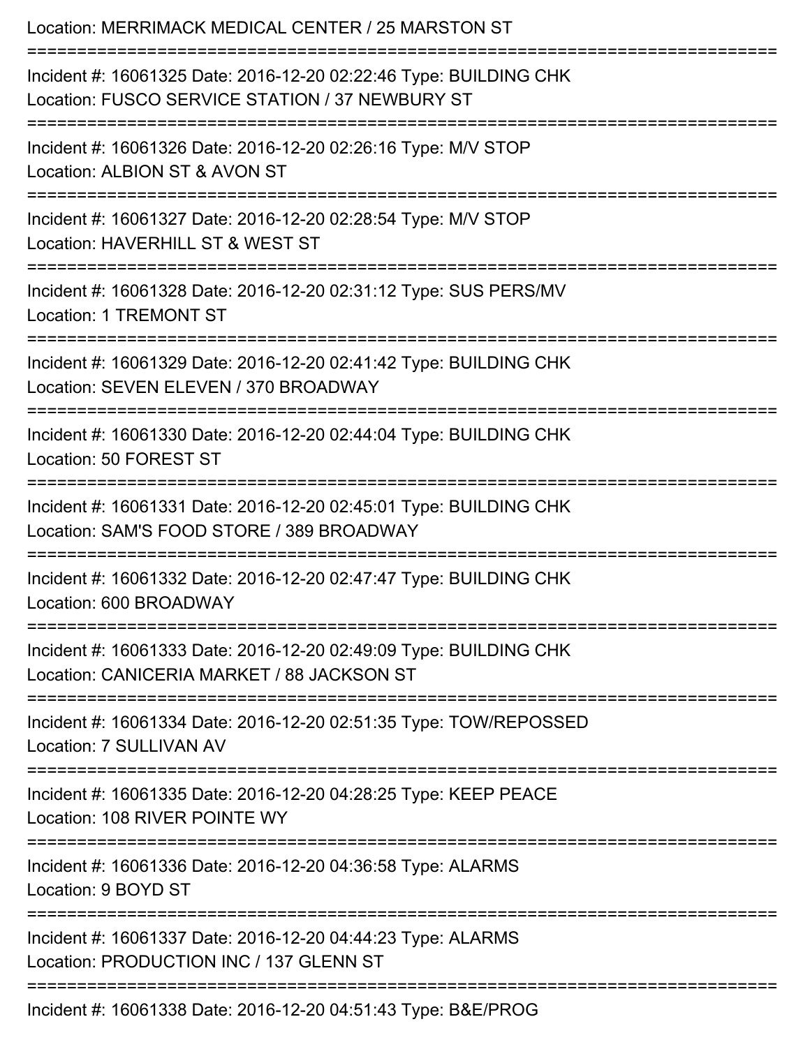Location: MERRIMACK MEDICAL CENTER / 25 MARSTON ST

===========================================================================

Incident #: 16061325 Date: 2016-12-20 02:22:46 Type: BUILDING CHK
Location: FUSCO SERVICE STATION / 37 NEWBURY ST

===========================================================================

Incident #: 16061326 Date: 2016-12-20 02:26:16 Type: M/V STOP
Location: ALBION ST & AVON ST

===========================================================================

Incident #: 16061327 Date: 2016-12-20 02:28:54 Type: M/V STOP
Location: HAVERHILL ST & WEST ST

===========================================================================

Incident #: 16061328 Date: 2016-12-20 02:31:12 Type: SUS PERS/MV
Location: 1 TREMONT ST

===========================================================================

Incident #: 16061329 Date: 2016-12-20 02:41:42 Type: BUILDING CHK
Location: SEVEN ELEVEN / 370 BROADWAY

===========================================================================

Incident #: 16061330 Date: 2016-12-20 02:44:04 Type: BUILDING CHK
Location: 50 FOREST ST

===========================================================================

Incident #: 16061331 Date: 2016-12-20 02:45:01 Type: BUILDING CHK
Location: SAM'S FOOD STORE / 389 BROADWAY

===========================================================================

Incident #: 16061332 Date: 2016-12-20 02:47:47 Type: BUILDING CHK
Location: 600 BROADWAY

===========================================================================

Incident #: 16061333 Date: 2016-12-20 02:49:09 Type: BUILDING CHK
Location: CANICERIA MARKET / 88 JACKSON ST

===========================================================================

Incident #: 16061334 Date: 2016-12-20 02:51:35 Type: TOW/REPOSSED
Location: 7 SULLIVAN AV

===========================================================================

Incident #: 16061335 Date: 2016-12-20 04:28:25 Type: KEEP PEACE
Location: 108 RIVER POINTE WY

===========================================================================

Incident #: 16061336 Date: 2016-12-20 04:36:58 Type: ALARMS
Location: 9 BOYD ST

===========================================================================

Incident #: 16061337 Date: 2016-12-20 04:44:23 Type: ALARMS
Location: PRODUCTION INC / 137 GLENN ST

===========================================================================

Incident #: 16061338 Date: 2016-12-20 04:51:43 Type: B&E/PROG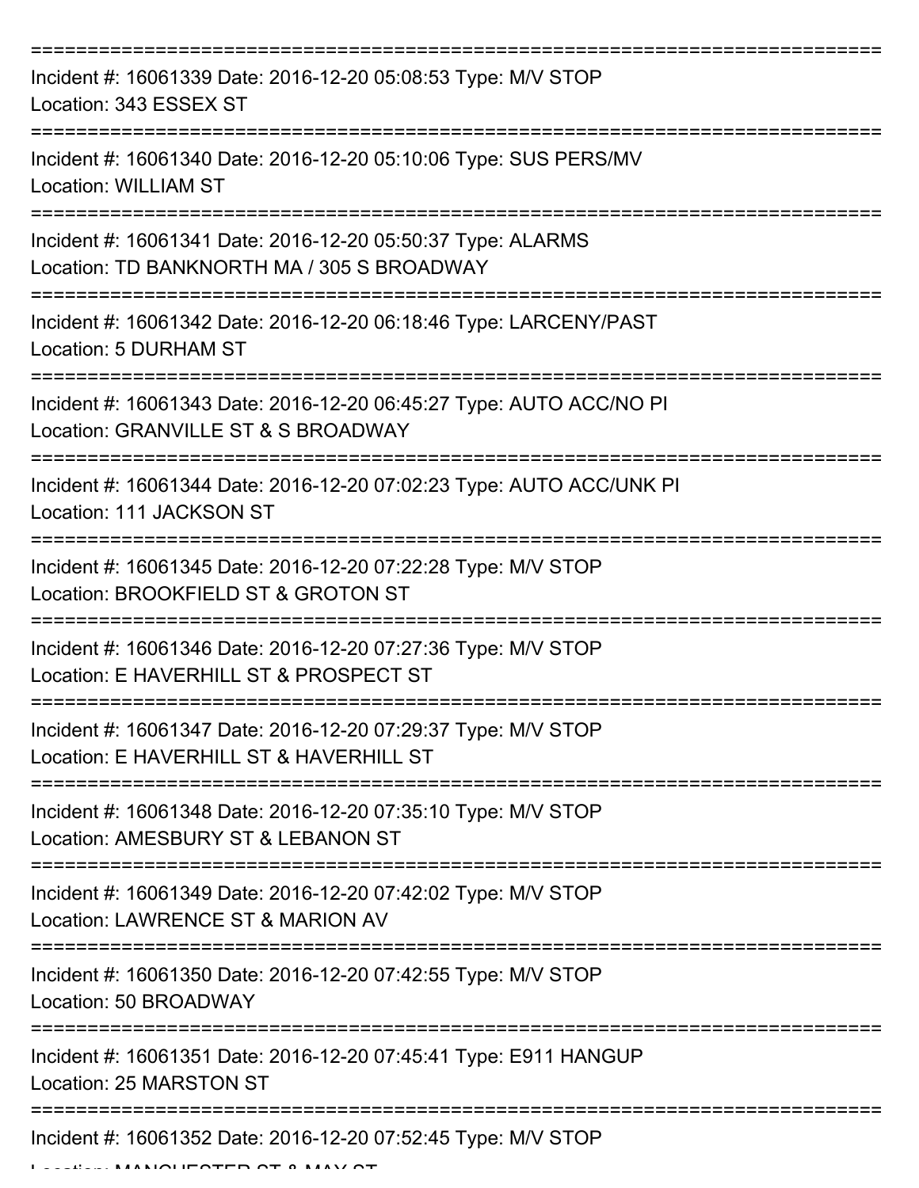===========================================================================

Incident #: 16061339 Date: 2016-12-20 05:08:53 Type: M/V STOP
Location: 343 ESSEX ST

===========================================================================

Incident #: 16061340 Date: 2016-12-20 05:10:06 Type: SUS PERS/MV
Location: WILLIAM ST

===========================================================================

Incident #: 16061341 Date: 2016-12-20 05:50:37 Type: ALARMS
Location: TD BANKNORTH MA / 305 S BROADWAY

===========================================================================

Incident #: 16061342 Date: 2016-12-20 06:18:46 Type: LARCENY/PAST
Location: 5 DURHAM ST

===========================================================================

Incident #: 16061343 Date: 2016-12-20 06:45:27 Type: AUTO ACC/NO PI
Location: GRANVILLE ST & S BROADWAY

===========================================================================

Incident #: 16061344 Date: 2016-12-20 07:02:23 Type: AUTO ACC/UNK PI
Location: 111 JACKSON ST

===========================================================================

Incident #: 16061345 Date: 2016-12-20 07:22:28 Type: M/V STOP
Location: BROOKFIELD ST & GROTON ST

===========================================================================

Incident #: 16061346 Date: 2016-12-20 07:27:36 Type: M/V STOP
Location: E HAVERHILL ST & PROSPECT ST

===========================================================================

Incident #: 16061347 Date: 2016-12-20 07:29:37 Type: M/V STOP
Location: E HAVERHILL ST & HAVERHILL ST

===========================================================================

Incident #: 16061348 Date: 2016-12-20 07:35:10 Type: M/V STOP
Location: AMESBURY ST & LEBANON ST

===========================================================================

Incident #: 16061349 Date: 2016-12-20 07:42:02 Type: M/V STOP
Location: LAWRENCE ST & MARION AV

===========================================================================

Incident #: 16061350 Date: 2016-12-20 07:42:55 Type: M/V STOP
Location: 50 BROADWAY

===========================================================================

Incident #: 16061351 Date: 2016-12-20 07:45:41 Type: E911 HANGUP
Location: 25 MARSTON ST

===========================================================================

Incident #: 16061352 Date: 2016-12-20 07:52:45 Type: M/V STOP
Location: MANCHESTER ST & MAY ST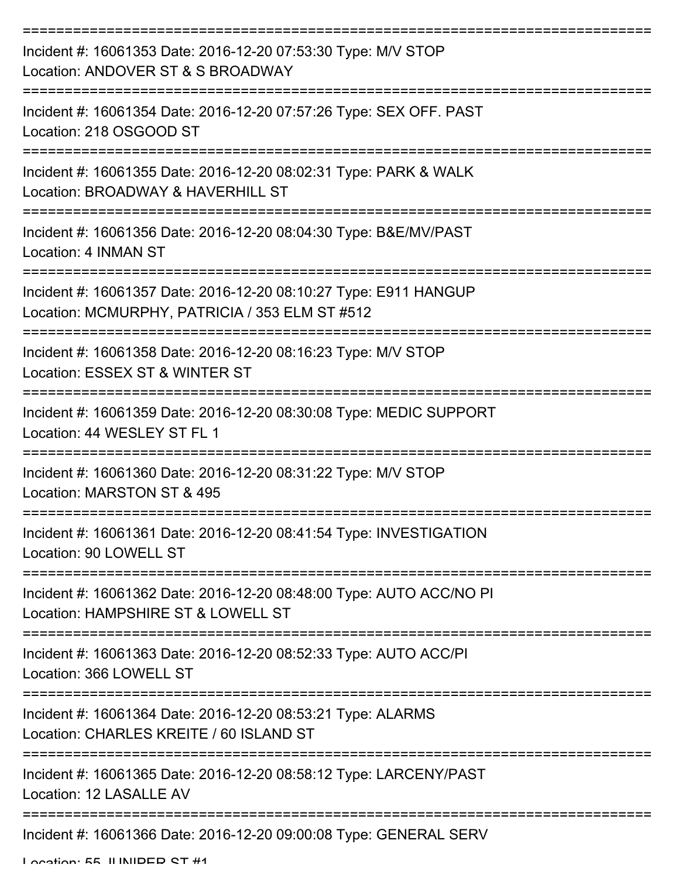===========================================================================

Incident #: 16061353 Date: 2016-12-20 07:53:30 Type: M/V STOP
Location: ANDOVER ST & S BROADWAY

===========================================================================

Incident #: 16061354 Date: 2016-12-20 07:57:26 Type: SEX OFF. PAST
Location: 218 OSGOOD ST

===========================================================================

Incident #: 16061355 Date: 2016-12-20 08:02:31 Type: PARK & WALK
Location: BROADWAY & HAVERHILL ST

===========================================================================

Incident #: 16061356 Date: 2016-12-20 08:04:30 Type: B&E/MV/PAST
Location: 4 INMAN ST

===========================================================================

Incident #: 16061357 Date: 2016-12-20 08:10:27 Type: E911 HANGUP
Location: MCMURPHY, PATRICIA / 353 ELM ST #512

===========================================================================

Incident #: 16061358 Date: 2016-12-20 08:16:23 Type: M/V STOP
Location: ESSEX ST & WINTER ST

===========================================================================

Incident #: 16061359 Date: 2016-12-20 08:30:08 Type: MEDIC SUPPORT
Location: 44 WESLEY ST FL 1

===========================================================================

Incident #: 16061360 Date: 2016-12-20 08:31:22 Type: M/V STOP
Location: MARSTON ST & 495

===========================================================================

Incident #: 16061361 Date: 2016-12-20 08:41:54 Type: INVESTIGATION
Location: 90 LOWELL ST

===========================================================================

Incident #: 16061362 Date: 2016-12-20 08:48:00 Type: AUTO ACC/NO PI
Location: HAMPSHIRE ST & LOWELL ST

===========================================================================

Incident #: 16061363 Date: 2016-12-20 08:52:33 Type: AUTO ACC/PI
Location: 366 LOWELL ST

===========================================================================

Incident #: 16061364 Date: 2016-12-20 08:53:21 Type: ALARMS
Location: CHARLES KREITE / 60 ISLAND ST

===========================================================================

Incident #: 16061365 Date: 2016-12-20 08:58:12 Type: LARCENY/PAST
Location: 12 LASALLE AV

===========================================================================

Incident #: 16061366 Date: 2016-12-20 09:00:08 Type: GENERAL SERV
Location: 55 JUNIPER ST #1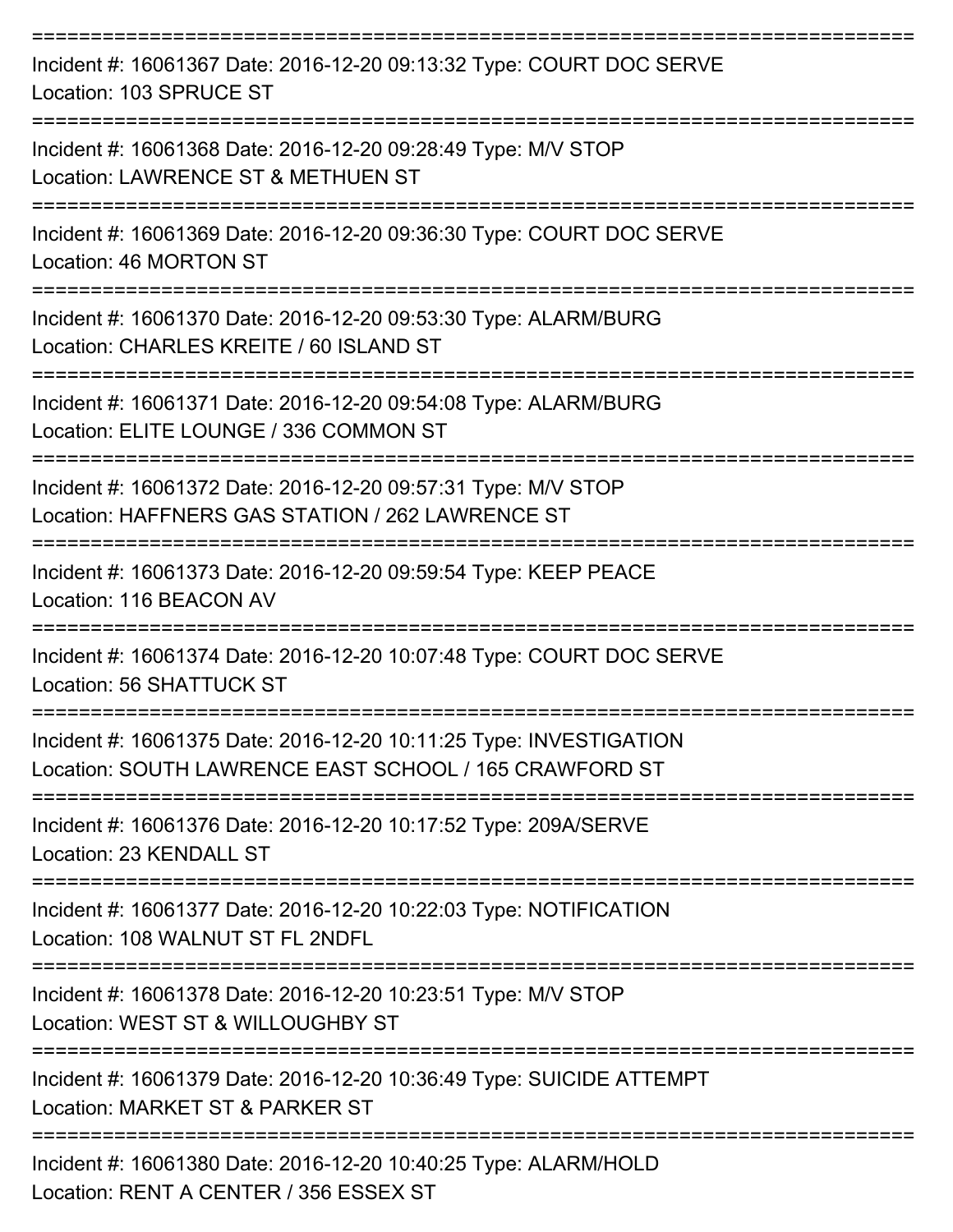===========================================================================
Incident #: 16061367 Date: 2016-12-20 09:13:32 Type: COURT DOC SERVE
Location: 103 SPRUCE ST
===========================================================================
Incident #: 16061368 Date: 2016-12-20 09:28:49 Type: M/V STOP
Location: LAWRENCE ST & METHUEN ST
===========================================================================
Incident #: 16061369 Date: 2016-12-20 09:36:30 Type: COURT DOC SERVE
Location: 46 MORTON ST
===========================================================================
Incident #: 16061370 Date: 2016-12-20 09:53:30 Type: ALARM/BURG
Location: CHARLES KREITE / 60 ISLAND ST
===========================================================================
Incident #: 16061371 Date: 2016-12-20 09:54:08 Type: ALARM/BURG
Location: ELITE LOUNGE / 336 COMMON ST
===========================================================================
Incident #: 16061372 Date: 2016-12-20 09:57:31 Type: M/V STOP
Location: HAFFNERS GAS STATION / 262 LAWRENCE ST
===========================================================================
Incident #: 16061373 Date: 2016-12-20 09:59:54 Type: KEEP PEACE
Location: 116 BEACON AV
===========================================================================
Incident #: 16061374 Date: 2016-12-20 10:07:48 Type: COURT DOC SERVE
Location: 56 SHATTUCK ST
===========================================================================
Incident #: 16061375 Date: 2016-12-20 10:11:25 Type: INVESTIGATION
Location: SOUTH LAWRENCE EAST SCHOOL / 165 CRAWFORD ST
===========================================================================
Incident #: 16061376 Date: 2016-12-20 10:17:52 Type: 209A/SERVE
Location: 23 KENDALL ST
===========================================================================
Incident #: 16061377 Date: 2016-12-20 10:22:03 Type: NOTIFICATION
Location: 108 WALNUT ST FL 2NDFL
===========================================================================
Incident #: 16061378 Date: 2016-12-20 10:23:51 Type: M/V STOP
Location: WEST ST & WILLOUGHBY ST
===========================================================================
Incident #: 16061379 Date: 2016-12-20 10:36:49 Type: SUICIDE ATTEMPT
Location: MARKET ST & PARKER ST
===========================================================================
Incident #: 16061380 Date: 2016-12-20 10:40:25 Type: ALARM/HOLD
Location: RENT A CENTER / 356 ESSEX ST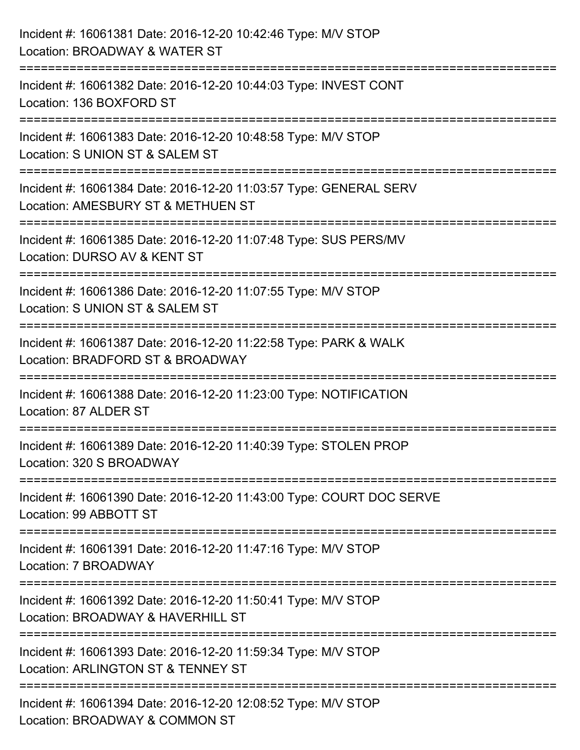Incident #: 16061381 Date: 2016-12-20 10:42:46 Type: M/V STOP
Location: BROADWAY & WATER ST

===========================================================================

Incident #: 16061382 Date: 2016-12-20 10:44:03 Type: INVEST CONT
Location: 136 BOXFORD ST

===========================================================================

Incident #: 16061383 Date: 2016-12-20 10:48:58 Type: M/V STOP
Location: S UNION ST & SALEM ST

===========================================================================

Incident #: 16061384 Date: 2016-12-20 11:03:57 Type: GENERAL SERV
Location: AMESBURY ST & METHUEN ST

===========================================================================

Incident #: 16061385 Date: 2016-12-20 11:07:48 Type: SUS PERS/MV
Location: DURSO AV & KENT ST

===========================================================================

Incident #: 16061386 Date: 2016-12-20 11:07:55 Type: M/V STOP
Location: S UNION ST & SALEM ST

===========================================================================

Incident #: 16061387 Date: 2016-12-20 11:22:58 Type: PARK & WALK
Location: BRADFORD ST & BROADWAY

===========================================================================

Incident #: 16061388 Date: 2016-12-20 11:23:00 Type: NOTIFICATION
Location: 87 ALDER ST

===========================================================================

Incident #: 16061389 Date: 2016-12-20 11:40:39 Type: STOLEN PROP
Location: 320 S BROADWAY

===========================================================================

Incident #: 16061390 Date: 2016-12-20 11:43:00 Type: COURT DOC SERVE
Location: 99 ABBOTT ST

===========================================================================

Incident #: 16061391 Date: 2016-12-20 11:47:16 Type: M/V STOP
Location: 7 BROADWAY

===========================================================================

Incident #: 16061392 Date: 2016-12-20 11:50:41 Type: M/V STOP
Location: BROADWAY & HAVERHILL ST

===========================================================================

Incident #: 16061393 Date: 2016-12-20 11:59:34 Type: M/V STOP
Location: ARLINGTON ST & TENNEY ST

===========================================================================

Incident #: 16061394 Date: 2016-12-20 12:08:52 Type: M/V STOP
Location: BROADWAY & COMMON ST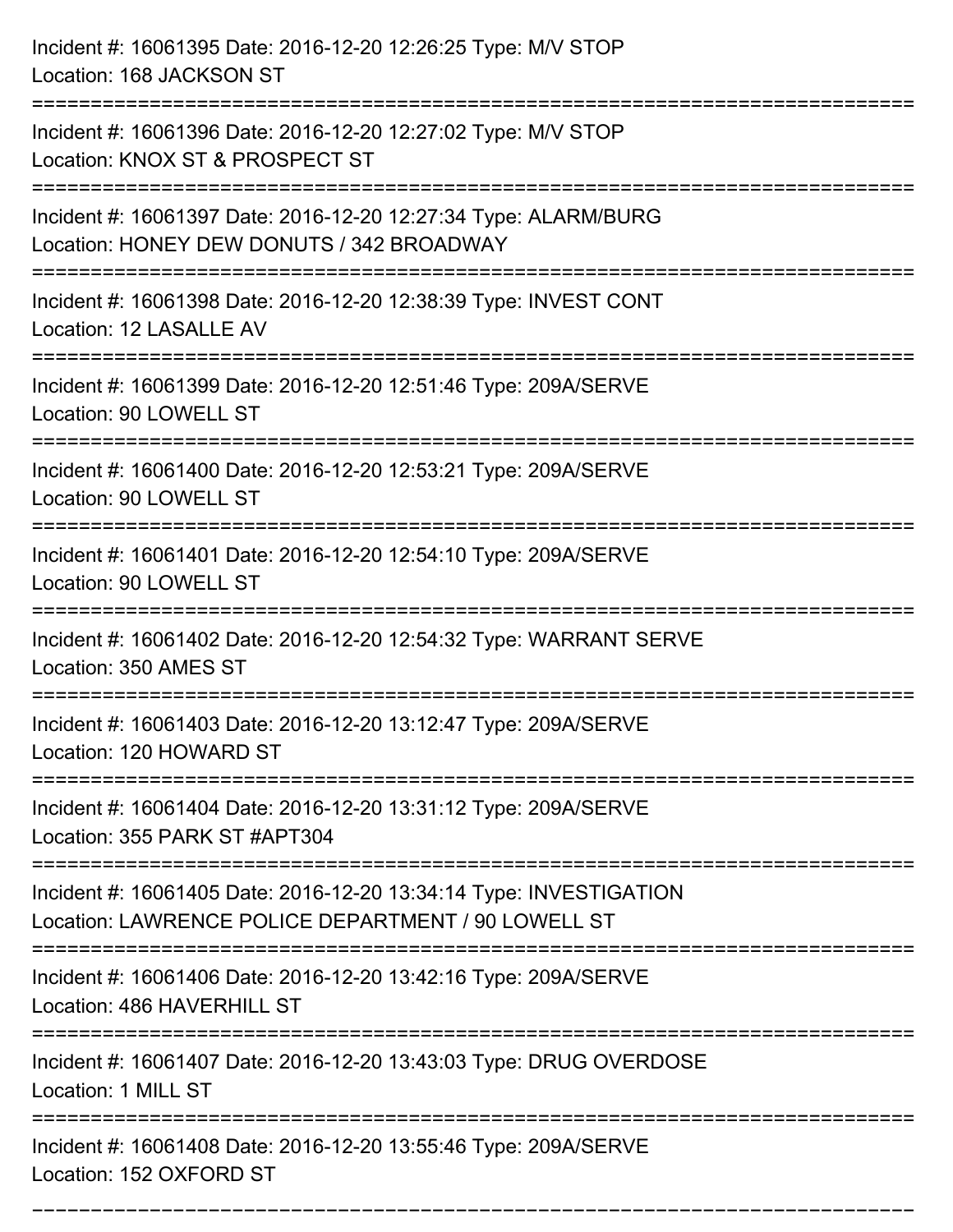Incident #: 16061395 Date: 2016-12-20 12:26:25 Type: M/V STOP
Location: 168 JACKSON ST

===========================================================================

Incident #: 16061396 Date: 2016-12-20 12:27:02 Type: M/V STOP
Location: KNOX ST & PROSPECT ST

===========================================================================

Incident #: 16061397 Date: 2016-12-20 12:27:34 Type: ALARM/BURG
Location: HONEY DEW DONUTS / 342 BROADWAY

===========================================================================

Incident #: 16061398 Date: 2016-12-20 12:38:39 Type: INVEST CONT
Location: 12 LASALLE AV

===========================================================================

Incident #: 16061399 Date: 2016-12-20 12:51:46 Type: 209A/SERVE
Location: 90 LOWELL ST

===========================================================================

Incident #: 16061400 Date: 2016-12-20 12:53:21 Type: 209A/SERVE
Location: 90 LOWELL ST

===========================================================================

Incident #: 16061401 Date: 2016-12-20 12:54:10 Type: 209A/SERVE
Location: 90 LOWELL ST

===========================================================================

Incident #: 16061402 Date: 2016-12-20 12:54:32 Type: WARRANT SERVE
Location: 350 AMES ST

===========================================================================

Incident #: 16061403 Date: 2016-12-20 13:12:47 Type: 209A/SERVE
Location: 120 HOWARD ST

===========================================================================

Incident #: 16061404 Date: 2016-12-20 13:31:12 Type: 209A/SERVE
Location: 355 PARK ST #APT304

===========================================================================

Incident #: 16061405 Date: 2016-12-20 13:34:14 Type: INVESTIGATION
Location: LAWRENCE POLICE DEPARTMENT / 90 LOWELL ST

===========================================================================

Incident #: 16061406 Date: 2016-12-20 13:42:16 Type: 209A/SERVE
Location: 486 HAVERHILL ST

===========================================================================

Incident #: 16061407 Date: 2016-12-20 13:43:03 Type: DRUG OVERDOSE
Location: 1 MILL ST

===========================================================================

Incident #: 16061408 Date: 2016-12-20 13:55:46 Type: 209A/SERVE
Location: 152 OXFORD ST

===========================================================================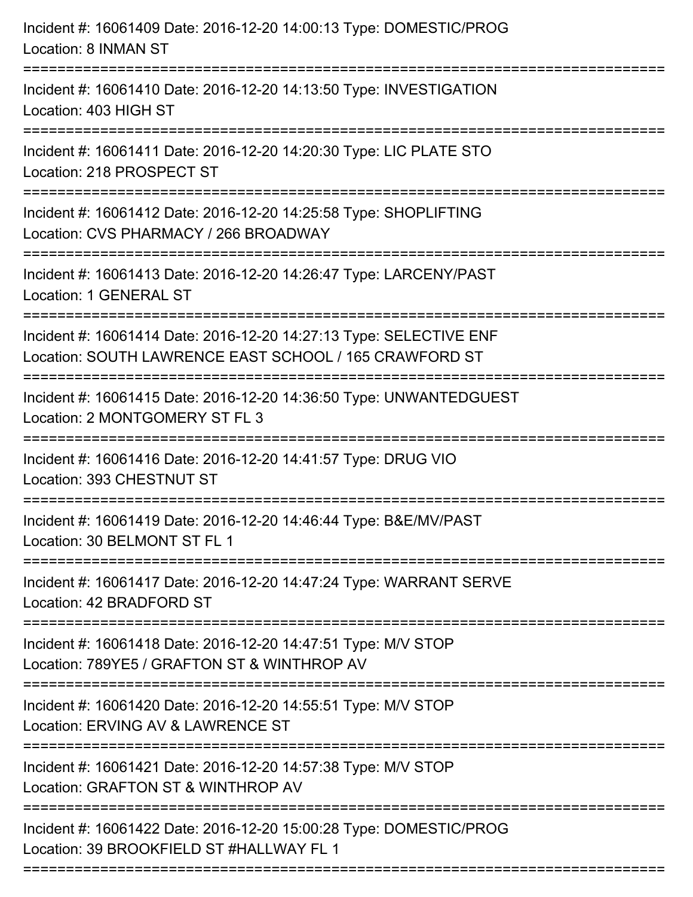Incident #: 16061409 Date: 2016-12-20 14:00:13 Type: DOMESTIC/PROG
Location: 8 INMAN ST

===========================================================================

Incident #: 16061410 Date: 2016-12-20 14:13:50 Type: INVESTIGATION
Location: 403 HIGH ST

===========================================================================

Incident #: 16061411 Date: 2016-12-20 14:20:30 Type: LIC PLATE STO
Location: 218 PROSPECT ST

===========================================================================

Incident #: 16061412 Date: 2016-12-20 14:25:58 Type: SHOPLIFTING
Location: CVS PHARMACY / 266 BROADWAY

===========================================================================

Incident #: 16061413 Date: 2016-12-20 14:26:47 Type: LARCENY/PAST
Location: 1 GENERAL ST

===========================================================================

Incident #: 16061414 Date: 2016-12-20 14:27:13 Type: SELECTIVE ENF
Location: SOUTH LAWRENCE EAST SCHOOL / 165 CRAWFORD ST

===========================================================================

Incident #: 16061415 Date: 2016-12-20 14:36:50 Type: UNWANTEDGUEST
Location: 2 MONTGOMERY ST FL 3

===========================================================================

Incident #: 16061416 Date: 2016-12-20 14:41:57 Type: DRUG VIO
Location: 393 CHESTNUT ST

===========================================================================

Incident #: 16061419 Date: 2016-12-20 14:46:44 Type: B&E/MV/PAST
Location: 30 BELMONT ST FL 1

===========================================================================

Incident #: 16061417 Date: 2016-12-20 14:47:24 Type: WARRANT SERVE
Location: 42 BRADFORD ST

===========================================================================

Incident #: 16061418 Date: 2016-12-20 14:47:51 Type: M/V STOP
Location: 789YE5 / GRAFTON ST & WINTHROP AV

===========================================================================

Incident #: 16061420 Date: 2016-12-20 14:55:51 Type: M/V STOP
Location: ERVING AV & LAWRENCE ST

===========================================================================

Incident #: 16061421 Date: 2016-12-20 14:57:38 Type: M/V STOP
Location: GRAFTON ST & WINTHROP AV

===========================================================================

Incident #: 16061422 Date: 2016-12-20 15:00:28 Type: DOMESTIC/PROG
Location: 39 BROOKFIELD ST #HALLWAY FL 1

===========================================================================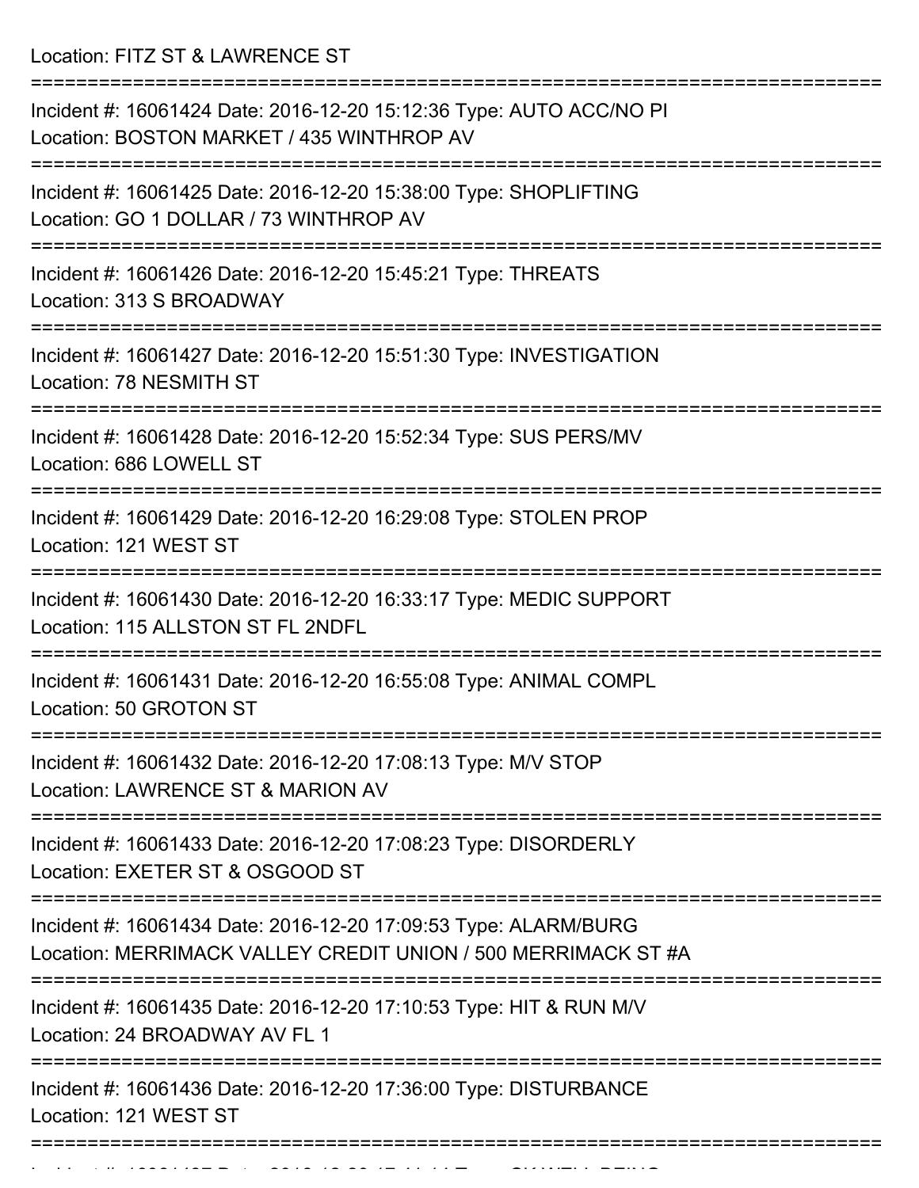Location: FITZ ST & LAWRENCE ST

===========================================================================

Incident #: 16061424 Date: 2016-12-20 15:12:36 Type: AUTO ACC/NO PI
Location: BOSTON MARKET / 435 WINTHROP AV

===========================================================================

Incident #: 16061425 Date: 2016-12-20 15:38:00 Type: SHOPLIFTING
Location: GO 1 DOLLAR / 73 WINTHROP AV

===========================================================================

Incident #: 16061426 Date: 2016-12-20 15:45:21 Type: THREATS
Location: 313 S BROADWAY

===========================================================================

Incident #: 16061427 Date: 2016-12-20 15:51:30 Type: INVESTIGATION
Location: 78 NESMITH ST

===========================================================================

Incident #: 16061428 Date: 2016-12-20 15:52:34 Type: SUS PERS/MV
Location: 686 LOWELL ST

===========================================================================

Incident #: 16061429 Date: 2016-12-20 16:29:08 Type: STOLEN PROP
Location: 121 WEST ST

===========================================================================

Incident #: 16061430 Date: 2016-12-20 16:33:17 Type: MEDIC SUPPORT
Location: 115 ALLSTON ST FL 2NDFL

===========================================================================

Incident #: 16061431 Date: 2016-12-20 16:55:08 Type: ANIMAL COMPL
Location: 50 GROTON ST

===========================================================================

Incident #: 16061432 Date: 2016-12-20 17:08:13 Type: M/V STOP
Location: LAWRENCE ST & MARION AV

===========================================================================

Incident #: 16061433 Date: 2016-12-20 17:08:23 Type: DISORDERLY
Location: EXETER ST & OSGOOD ST

===========================================================================

Incident #: 16061434 Date: 2016-12-20 17:09:53 Type: ALARM/BURG
Location: MERRIMACK VALLEY CREDIT UNION / 500 MERRIMACK ST #A

===========================================================================

Incident #: 16061435 Date: 2016-12-20 17:10:53 Type: HIT & RUN M/V
Location: 24 BROADWAY AV FL 1

===========================================================================

Incident #: 16061436 Date: 2016-12-20 17:36:00 Type: DISTURBANCE
Location: 121 WEST ST

===========================================================================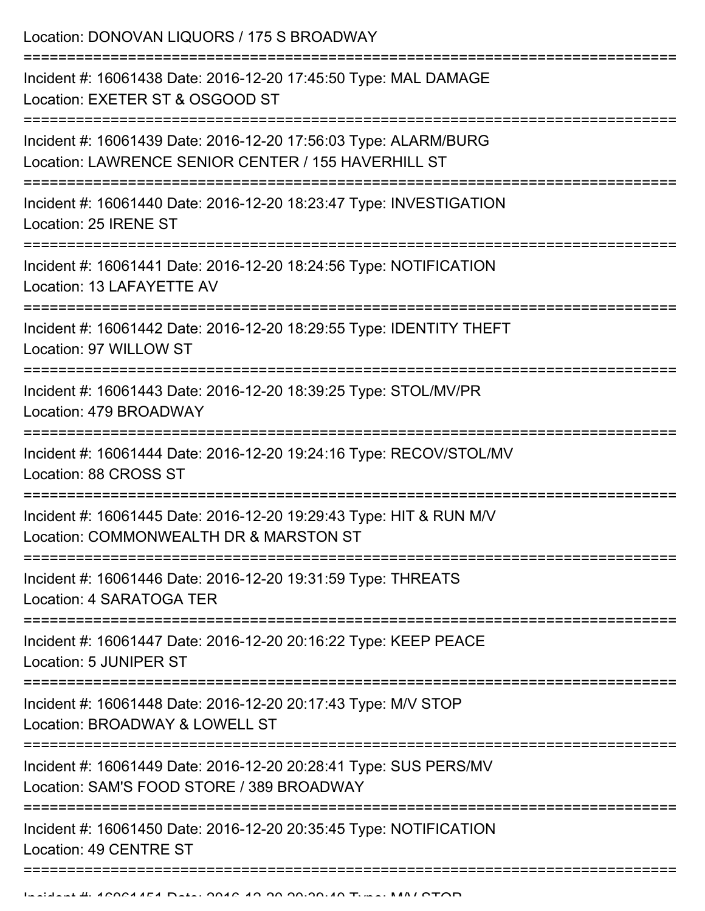Location: DONOVAN LIQUORS / 175 S BROADWAY

===========================================================================

Incident #: 16061438 Date: 2016-12-20 17:45:50 Type: MAL DAMAGE
Location: EXETER ST & OSGOOD ST

===========================================================================

Incident #: 16061439 Date: 2016-12-20 17:56:03 Type: ALARM/BURG
Location: LAWRENCE SENIOR CENTER / 155 HAVERHILL ST

===========================================================================

Incident #: 16061440 Date: 2016-12-20 18:23:47 Type: INVESTIGATION
Location: 25 IRENE ST

===========================================================================

Incident #: 16061441 Date: 2016-12-20 18:24:56 Type: NOTIFICATION
Location: 13 LAFAYETTE AV

===========================================================================

Incident #: 16061442 Date: 2016-12-20 18:29:55 Type: IDENTITY THEFT
Location: 97 WILLOW ST

===========================================================================

Incident #: 16061443 Date: 2016-12-20 18:39:25 Type: STOL/MV/PR
Location: 479 BROADWAY

===========================================================================

Incident #: 16061444 Date: 2016-12-20 19:24:16 Type: RECOV/STOL/MV
Location: 88 CROSS ST

===========================================================================

Incident #: 16061445 Date: 2016-12-20 19:29:43 Type: HIT & RUN M/V
Location: COMMONWEALTH DR & MARSTON ST

===========================================================================

Incident #: 16061446 Date: 2016-12-20 19:31:59 Type: THREATS
Location: 4 SARATOGA TER

===========================================================================

Incident #: 16061447 Date: 2016-12-20 20:16:22 Type: KEEP PEACE
Location: 5 JUNIPER ST

===========================================================================

Incident #: 16061448 Date: 2016-12-20 20:17:43 Type: M/V STOP
Location: BROADWAY & LOWELL ST

===========================================================================

Incident #: 16061449 Date: 2016-12-20 20:28:41 Type: SUS PERS/MV
Location: SAM'S FOOD STORE / 389 BROADWAY

===========================================================================

Incident #: 16061450 Date: 2016-12-20 20:35:45 Type: NOTIFICATION
Location: 49 CENTRE ST

===========================================================================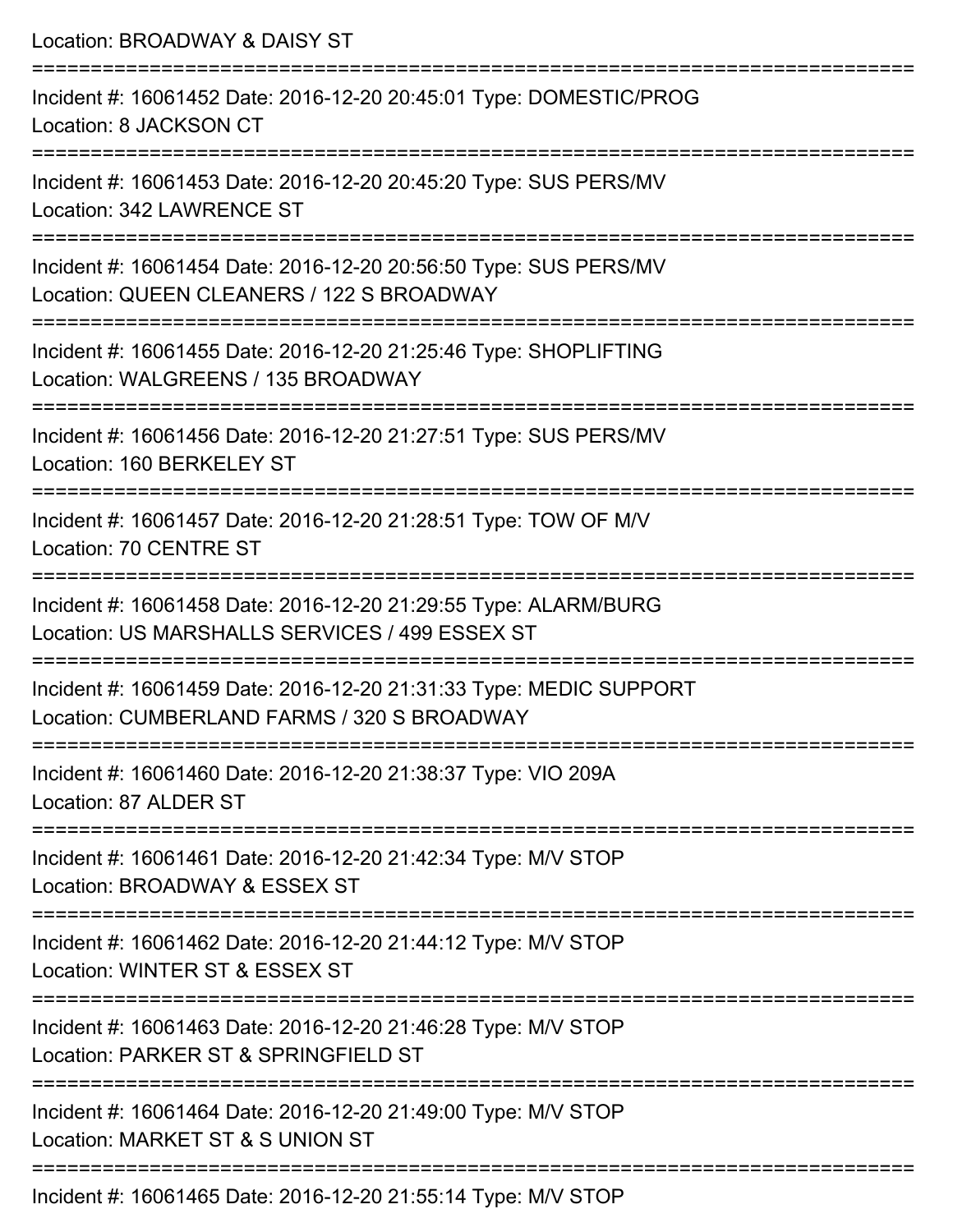Location: BROADWAY & DAISY ST

===========================================================================

Incident #: 16061452 Date: 2016-12-20 20:45:01 Type: DOMESTIC/PROG
Location: 8 JACKSON CT

===========================================================================

Incident #: 16061453 Date: 2016-12-20 20:45:20 Type: SUS PERS/MV
Location: 342 LAWRENCE ST

===========================================================================

Incident #: 16061454 Date: 2016-12-20 20:56:50 Type: SUS PERS/MV
Location: QUEEN CLEANERS / 122 S BROADWAY

===========================================================================

Incident #: 16061455 Date: 2016-12-20 21:25:46 Type: SHOPLIFTING
Location: WALGREENS / 135 BROADWAY

===========================================================================

Incident #: 16061456 Date: 2016-12-20 21:27:51 Type: SUS PERS/MV
Location: 160 BERKELEY ST

===========================================================================

Incident #: 16061457 Date: 2016-12-20 21:28:51 Type: TOW OF M/V
Location: 70 CENTRE ST

===========================================================================

Incident #: 16061458 Date: 2016-12-20 21:29:55 Type: ALARM/BURG
Location: US MARSHALLS SERVICES / 499 ESSEX ST

===========================================================================

Incident #: 16061459 Date: 2016-12-20 21:31:33 Type: MEDIC SUPPORT
Location: CUMBERLAND FARMS / 320 S BROADWAY

===========================================================================

Incident #: 16061460 Date: 2016-12-20 21:38:37 Type: VIO 209A
Location: 87 ALDER ST

===========================================================================

Incident #: 16061461 Date: 2016-12-20 21:42:34 Type: M/V STOP
Location: BROADWAY & ESSEX ST

===========================================================================

Incident #: 16061462 Date: 2016-12-20 21:44:12 Type: M/V STOP
Location: WINTER ST & ESSEX ST

===========================================================================

Incident #: 16061463 Date: 2016-12-20 21:46:28 Type: M/V STOP
Location: PARKER ST & SPRINGFIELD ST

===========================================================================

Incident #: 16061464 Date: 2016-12-20 21:49:00 Type: M/V STOP
Location: MARKET ST & S UNION ST

===========================================================================

Incident #: 16061465 Date: 2016-12-20 21:55:14 Type: M/V STOP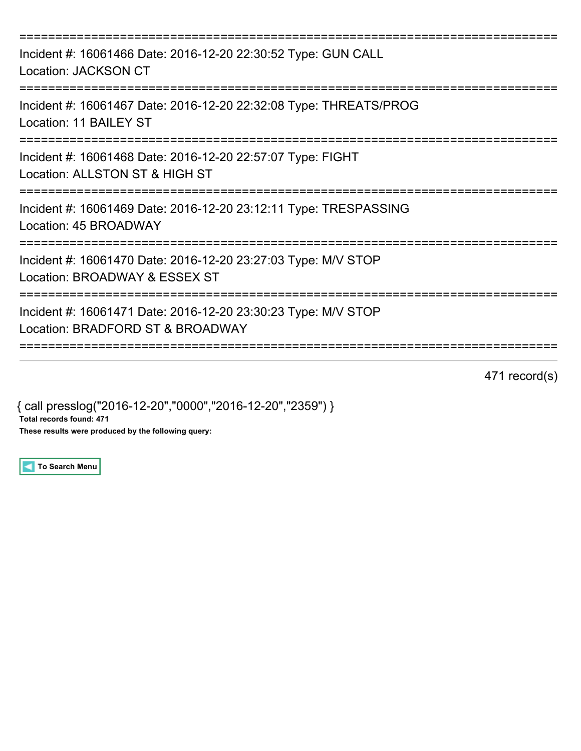===========================================================================

Incident #: 16061466 Date: 2016-12-20 22:30:52 Type: GUN CALL
Location: JACKSON CT

===========================================================================

Incident #: 16061467 Date: 2016-12-20 22:32:08 Type: THREATS/PROG
Location: 11 BAILEY ST

===========================================================================

Incident #: 16061468 Date: 2016-12-20 22:57:07 Type: FIGHT
Location: ALLSTON ST & HIGH ST

===========================================================================

Incident #: 16061469 Date: 2016-12-20 23:12:11 Type: TRESPASSING
Location: 45 BROADWAY

===========================================================================

Incident #: 16061470 Date: 2016-12-20 23:27:03 Type: M/V STOP
Location: BROADWAY & ESSEX ST

===========================================================================

Incident #: 16061471 Date: 2016-12-20 23:30:23 Type: M/V STOP
Location: BRADFORD ST & BROADWAY

===========================================================================

471 record(s)

{ call presslog("2016-12-20","0000","2016-12-20","2359") }

**Total records found: 471**

**These results were produced by the following query:**

To Search Menu